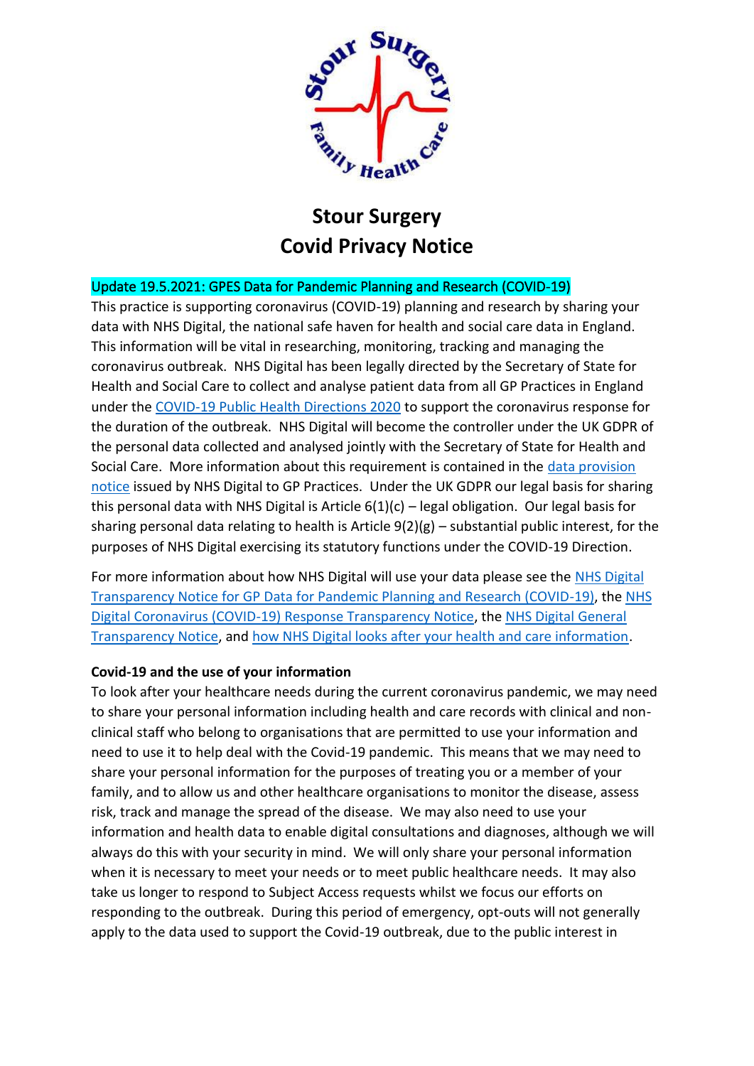# Stour Surgery
# Covid Privacy Notice

**Update 19.5.2021: GPES Data for Pandemic Planning and Research (COVID-19)**

This practice is supporting coronavirus (COVID-19) planning and research by sharing your data with NHS Digital, the national safe haven for health and social care data in England. This information will be vital in researching, monitoring, tracking and managing the coronavirus outbreak. NHS Digital has been legally directed by the Secretary of State for Health and Social Care to collect and analyse patient data from all GP Practices in England under the COVID-19 Public Health Directions 2020 to support the coronavirus response for the duration of the outbreak. NHS Digital will become the controller under the UK GDPR of the personal data collected and analysed jointly with the Secretary of State for Health and Social Care. More information about this requirement is contained in the data provision notice issued by NHS Digital to GP Practices. Under the UK GDPR our legal basis for sharing this personal data with NHS Digital is Article 6(1)(c) – legal obligation. Our legal basis for sharing personal data relating to health is Article 9(2)(g) – substantial public interest, for the purposes of NHS Digital exercising its statutory functions under the COVID-19 Direction.

For more information about how NHS Digital will use your data please see the NHS Digital Transparency Notice for GP Data for Pandemic Planning and Research (COVID-19), the NHS Digital Coronavirus (COVID-19) Response Transparency Notice, the NHS Digital General Transparency Notice, and how NHS Digital looks after your health and care information.

**Covid-19 and the use of your information**

To look after your healthcare needs during the current coronavirus pandemic, we may need to share your personal information including health and care records with clinical and non-clinical staff who belong to organisations that are permitted to use your information and need to use it to help deal with the Covid-19 pandemic. This means that we may need to share your personal information for the purposes of treating you or a member of your family, and to allow us and other healthcare organisations to monitor the disease, assess risk, track and manage the spread of the disease. We may also need to use your information and health data to enable digital consultations and diagnoses, although we will always do this with your security in mind. We will only share your personal information when it is necessary to meet your needs or to meet public healthcare needs. It may also take us longer to respond to Subject Access requests whilst we focus our efforts on responding to the outbreak. During this period of emergency, opt-outs will not generally apply to the data used to support the Covid-19 outbreak, due to the public interest in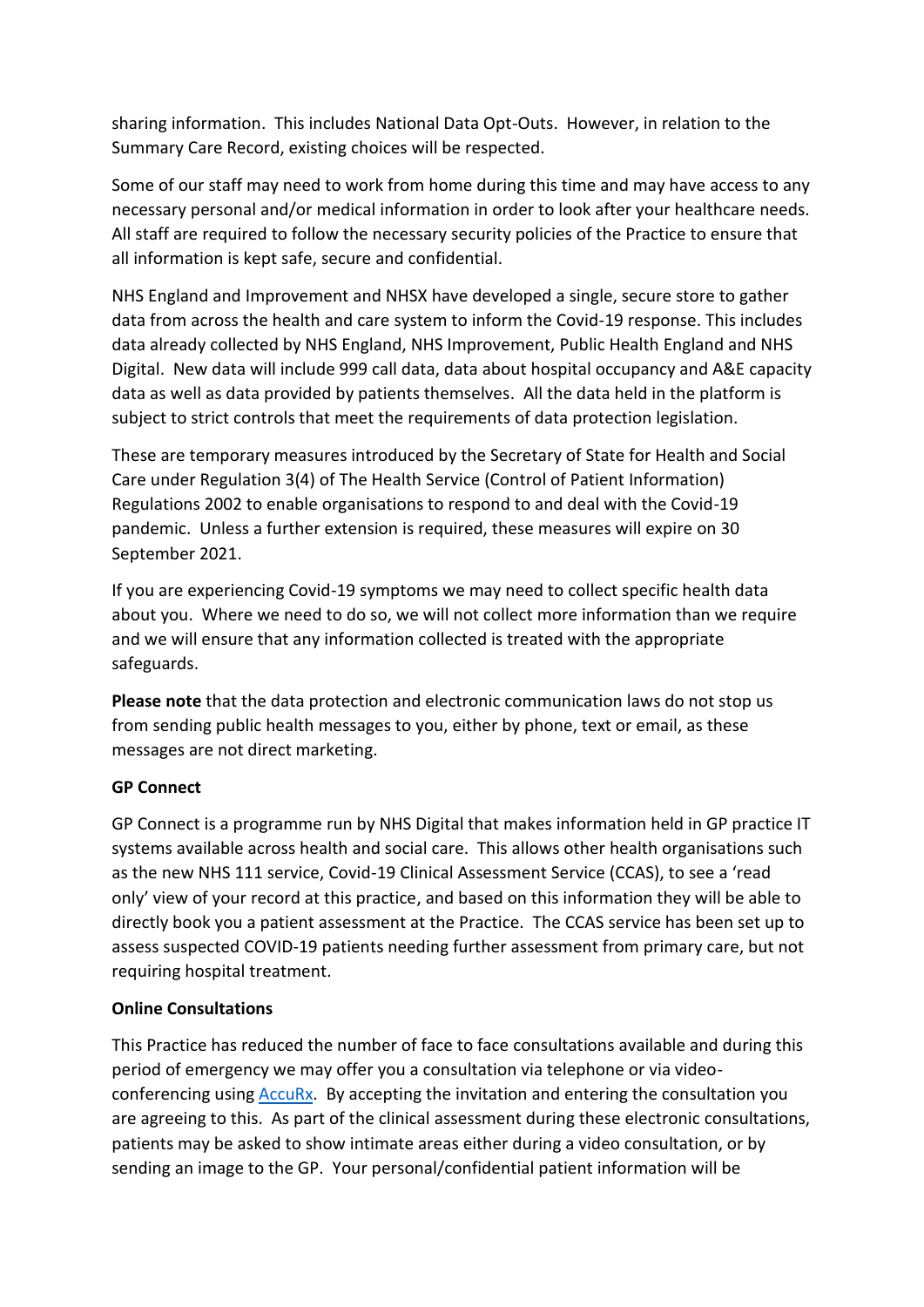sharing information. This includes National Data Opt-Outs. However, in relation to the Summary Care Record, existing choices will be respected.

Some of our staff may need to work from home during this time and may have access to any necessary personal and/or medical information in order to look after your healthcare needs. All staff are required to follow the necessary security policies of the Practice to ensure that all information is kept safe, secure and confidential.

NHS England and Improvement and NHSX have developed a single, secure store to gather data from across the health and care system to inform the Covid-19 response. This includes data already collected by NHS England, NHS Improvement, Public Health England and NHS Digital. New data will include 999 call data, data about hospital occupancy and A&E capacity data as well as data provided by patients themselves. All the data held in the platform is subject to strict controls that meet the requirements of data protection legislation.

These are temporary measures introduced by the Secretary of State for Health and Social Care under Regulation 3(4) of The Health Service (Control of Patient Information) Regulations 2002 to enable organisations to respond to and deal with the Covid-19 pandemic. Unless a further extension is required, these measures will expire on 30 September 2021.

If you are experiencing Covid-19 symptoms we may need to collect specific health data about you. Where we need to do so, we will not collect more information than we require and we will ensure that any information collected is treated with the appropriate safeguards.

**Please note** that the data protection and electronic communication laws do not stop us from sending public health messages to you, either by phone, text or email, as these messages are not direct marketing.

**GP Connect**

GP Connect is a programme run by NHS Digital that makes information held in GP practice IT systems available across health and social care. This allows other health organisations such as the new NHS 111 service, Covid-19 Clinical Assessment Service (CCAS), to see a 'read only' view of your record at this practice, and based on this information they will be able to directly book you a patient assessment at the Practice. The CCAS service has been set up to assess suspected COVID-19 patients needing further assessment from primary care, but not requiring hospital treatment.

**Online Consultations**

This Practice has reduced the number of face to face consultations available and during this period of emergency we may offer you a consultation via telephone or via video-conferencing using AccuRx. By accepting the invitation and entering the consultation you are agreeing to this. As part of the clinical assessment during these electronic consultations, patients may be asked to show intimate areas either during a video consultation, or by sending an image to the GP. Your personal/confidential patient information will be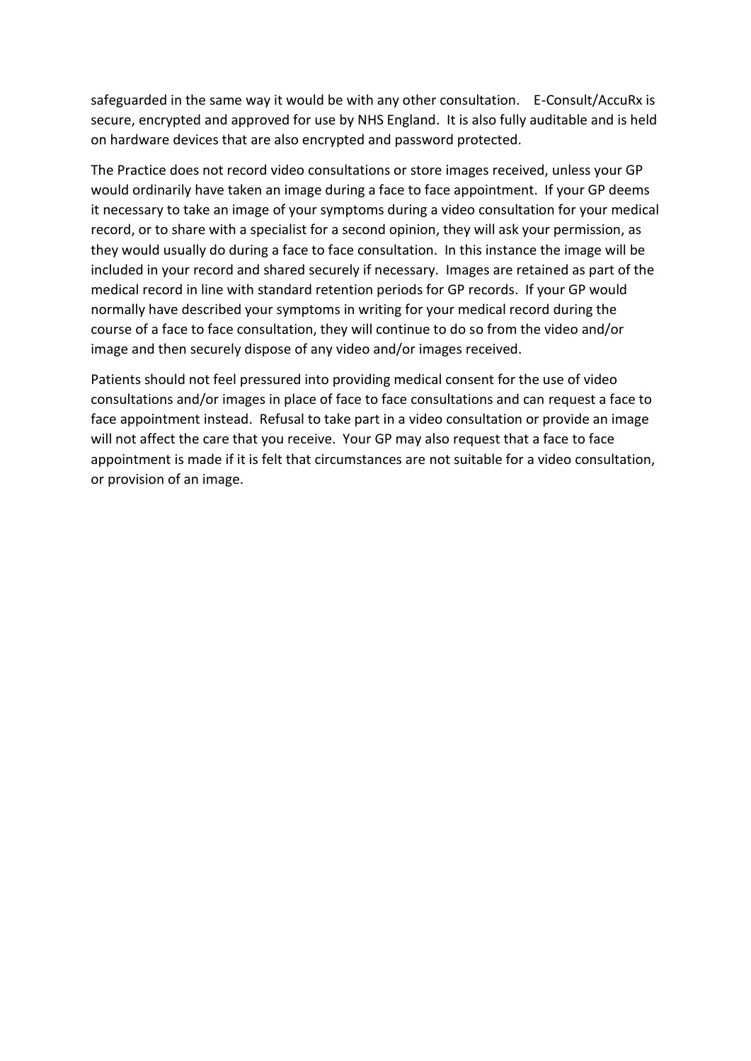safeguarded in the same way it would be with any other consultation. E-Consult/AccuRx is secure, encrypted and approved for use by NHS England. It is also fully auditable and is held on hardware devices that are also encrypted and password protected.

The Practice does not record video consultations or store images received, unless your GP would ordinarily have taken an image during a face to face appointment. If your GP deems it necessary to take an image of your symptoms during a video consultation for your medical record, or to share with a specialist for a second opinion, they will ask your permission, as they would usually do during a face to face consultation. In this instance the image will be included in your record and shared securely if necessary. Images are retained as part of the medical record in line with standard retention periods for GP records. If your GP would normally have described your symptoms in writing for your medical record during the course of a face to face consultation, they will continue to do so from the video and/or image and then securely dispose of any video and/or images received.

Patients should not feel pressured into providing medical consent for the use of video consultations and/or images in place of face to face consultations and can request a face to face appointment instead. Refusal to take part in a video consultation or provide an image will not affect the care that you receive. Your GP may also request that a face to face appointment is made if it is felt that circumstances are not suitable for a video consultation, or provision of an image.